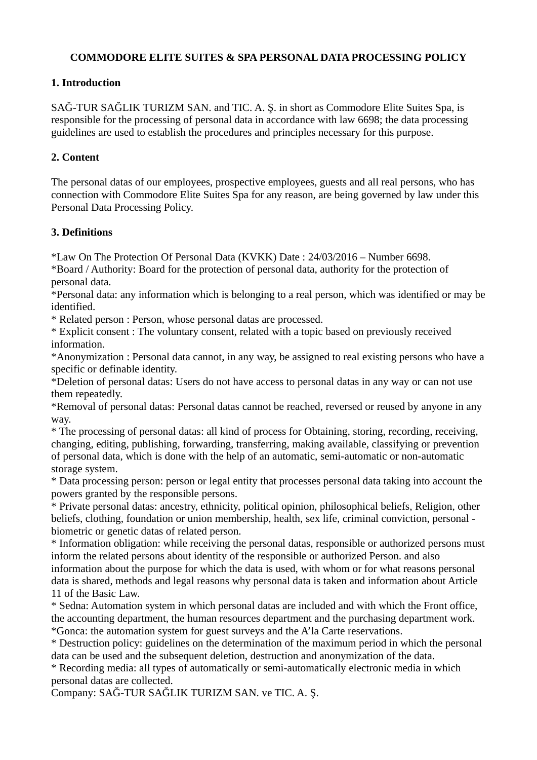# COMMODORE ELITE SUITES & SPA PERSONAL DATA PROCESSING POLICY

## 1. Introduction

SAĞ-TUR SAĞLIK TURIZM SAN. and TIC. A. Ş. in short as Commodore Elite Suites Spa, is responsible for the processing of personal data in accordance with law 6698; the data processing guidelines are used to establish the procedures and principles necessary for this purpose.

## 2. Content

The personal datas of our employees, prospective employees, guests and all real persons, who has connection with Commodore Elite Suites Spa for any reason, are being governed by law under this Personal Data Processing Policy.

## 3. Definitions

*Law On The Protection Of Personal Data (KVKK) Date : 24/03/2016 – Number 6698.
*Board / Authority: Board for the protection of personal data, authority for the protection of personal data.
*Personal data: any information which is belonging to a real person, which was identified or may be identified.
* Related person : Person, whose personal datas are processed.
* Explicit consent : The voluntary consent, related with a topic based on previously received information.
*Anonymization : Personal data cannot, in any way, be assigned to real existing persons who have a specific or definable identity.
*Deletion of personal datas: Users do not have access to personal datas in any way or can not use them repeatedly.
*Removal of personal datas: Personal datas cannot be reached, reversed or reused by anyone in any way.
* The processing of personal datas: all kind of process for Obtaining, storing, recording, receiving, changing, editing, publishing, forwarding, transferring, making available, classifying or prevention of personal data, which is done with the help of an automatic, semi-automatic or non-automatic storage system.
* Data processing person: person or legal entity that processes personal data taking into account the powers granted by the responsible persons.
* Private personal datas: ancestry, ethnicity, political opinion, philosophical beliefs, Religion, other beliefs, clothing, foundation or union membership, health, sex life, criminal conviction, personal - biometric or genetic datas of related person.
* Information obligation: while receiving the personal datas, responsible or authorized persons must inform the related persons about identity of the responsible or authorized Person. and also information about the purpose for which the data is used, with whom or for what reasons personal data is shared, methods and legal reasons why personal data is taken and information about Article 11 of the Basic Law.
* Sedna: Automation system in which personal datas are included and with which the Front office, the accounting department, the human resources department and the purchasing department work.
*Gonca: the automation system for guest surveys and the A'la Carte reservations.
* Destruction policy: guidelines on the determination of the maximum period in which the personal data can be used and the subsequent deletion, destruction and anonymization of the data.
* Recording media: all types of automatically or semi-automatically electronic media in which personal datas are collected.
Company: SAĞ-TUR SAĞLIK TURIZM SAN. ve TIC. A. Ş.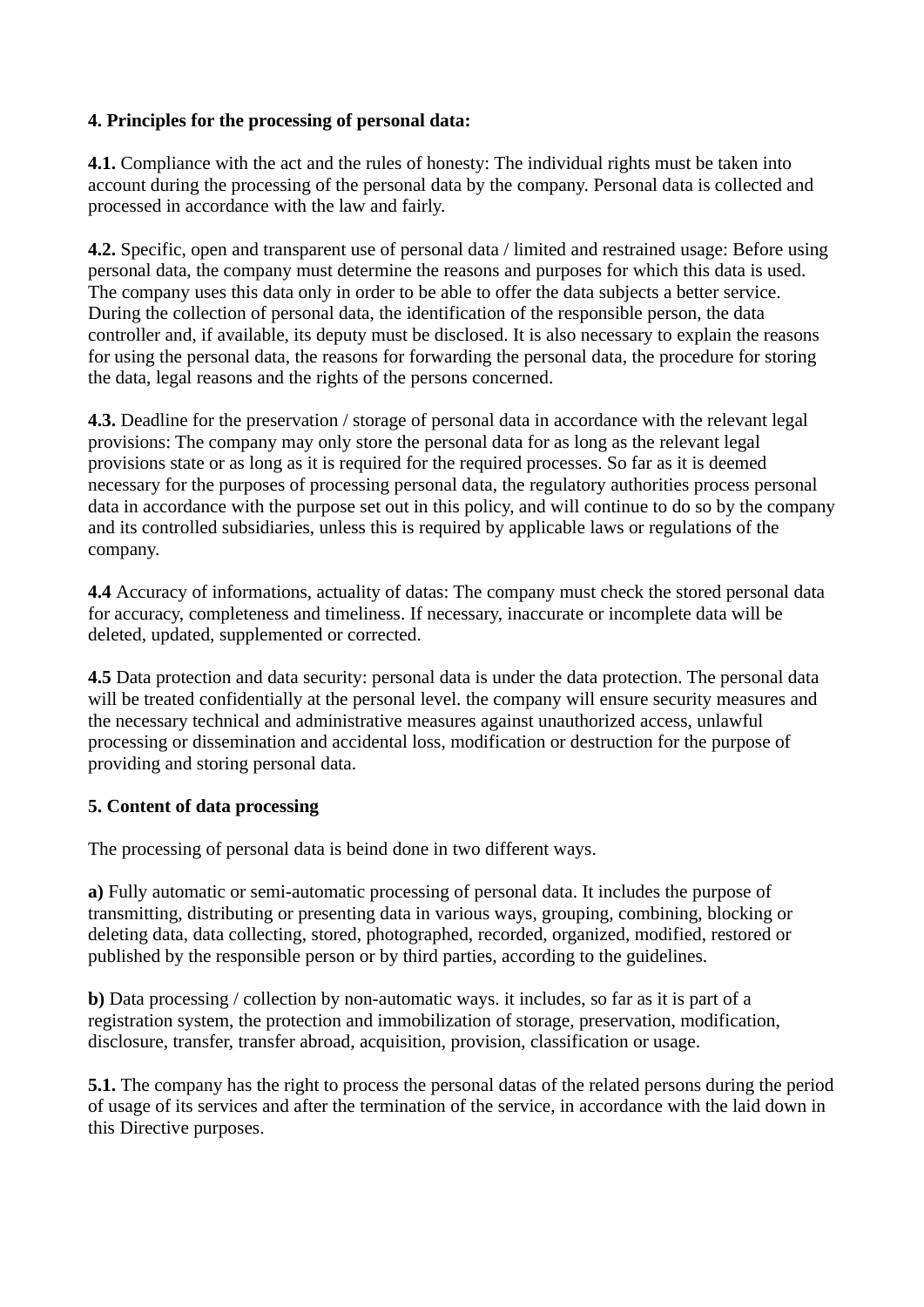**4. Principles for the processing of personal data:**

**4.1.** Compliance with the act and the rules of honesty: The individual rights must be taken into account during the processing of the personal data by the company. Personal data is collected and processed in accordance with the law and fairly.

**4.2.** Specific, open and transparent use of personal data / limited and restrained usage: Before using personal data, the company must determine the reasons and purposes for which this data is used. The company uses this data only in order to be able to offer the data subjects a better service. During the collection of personal data, the identification of the responsible person, the data controller and, if available, its deputy must be disclosed. It is also necessary to explain the reasons for using the personal data, the reasons for forwarding the personal data, the procedure for storing the data, legal reasons and the rights of the persons concerned.

**4.3.** Deadline for the preservation / storage of personal data in accordance with the relevant legal provisions: The company may only store the personal data for as long as the relevant legal provisions state or as long as it is required for the required processes. So far as it is deemed necessary for the purposes of processing personal data, the regulatory authorities process personal data in accordance with the purpose set out in this policy, and will continue to do so by the company and its controlled subsidiaries, unless this is required by applicable laws or regulations of the company.

**4.4** Accuracy of informations, actuality of datas: The company must check the stored personal data for accuracy, completeness and timeliness. If necessary, inaccurate or incomplete data will be deleted, updated, supplemented or corrected.

**4.5** Data protection and data security: personal data is under the data protection. The personal data will be treated confidentially at the personal level. the company will ensure security measures and the necessary technical and administrative measures against unauthorized access, unlawful processing or dissemination and accidental loss, modification or destruction for the purpose of providing and storing personal data.

**5. Content of data processing**

The processing of personal data is beind done in two different ways.

**a)** Fully automatic or semi-automatic processing of personal data. It includes the purpose of transmitting, distributing or presenting data in various ways, grouping, combining, blocking or deleting data, data collecting, stored, photographed, recorded, organized, modified, restored or published by the responsible person or by third parties, according to the guidelines.

**b)** Data processing / collection by non-automatic ways. it includes, so far as it is part of a registration system, the protection and immobilization of storage, preservation, modification, disclosure, transfer, transfer abroad, acquisition, provision, classification or usage.

**5.1.** The company has the right to process the personal datas of the related persons during the period of usage of its services and after the termination of the service, in accordance with the laid down in this Directive purposes.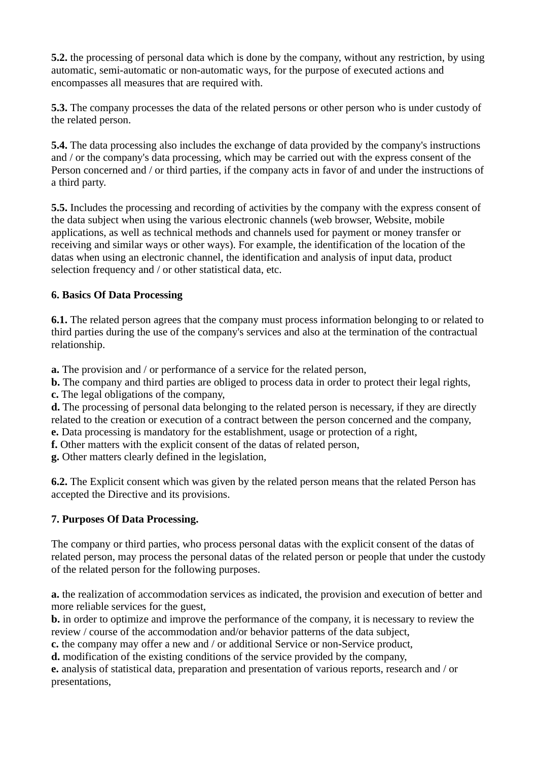**5.2.** the processing of personal data which is done by the company, without any restriction, by using automatic, semi-automatic or non-automatic ways, for the purpose of executed actions and encompasses all measures that are required with.

**5.3.** The company processes the data of the related persons or other person who is under custody of the related person.

**5.4.** The data processing also includes the exchange of data provided by the company's instructions and / or the company's data processing, which may be carried out with the express consent of the Person concerned and / or third parties, if the company acts in favor of and under the instructions of a third party.

**5.5.** Includes the processing and recording of activities by the company with the express consent of the data subject when using the various electronic channels (web browser, Website, mobile applications, as well as technical methods and channels used for payment or money transfer or receiving and similar ways or other ways). For example, the identification of the location of the datas when using an electronic channel, the identification and analysis of input data, product selection frequency and / or other statistical data, etc.

**6. Basics Of Data Processing**

**6.1.** The related person agrees that the company must process information belonging to or related to third parties during the use of the company's services and also at the termination of the contractual relationship.

**a.** The provision and / or performance of a service for the related person,
**b.** The company and third parties are obliged to process data in order to protect their legal rights,
**c.** The legal obligations of the company,
**d.** The processing of personal data belonging to the related person is necessary, if they are directly related to the creation or execution of a contract between the person concerned and the company,
**e.** Data processing is mandatory for the establishment, usage or protection of a right,
**f.** Other matters with the explicit consent of the datas of related person,
**g.** Other matters clearly defined in the legislation,

**6.2.** The Explicit consent which was given by the related person means that the related Person has accepted the Directive and its provisions.

**7. Purposes Of Data Processing.**

The company or third parties, who process personal datas with the explicit consent of the datas of related person, may process the personal datas of the related person or people that under the custody of the related person for the following purposes.

**a.** the realization of accommodation services as indicated, the provision and execution of better and more reliable services for the guest,
**b.** in order to optimize and improve the performance of the company, it is necessary to review the review / course of the accommodation and/or behavior patterns of the data subject,
**c.** the company may offer a new and / or additional Service or non-Service product,
**d.** modification of the existing conditions of the service provided by the company,
**e.** analysis of statistical data, preparation and presentation of various reports, research and / or presentations,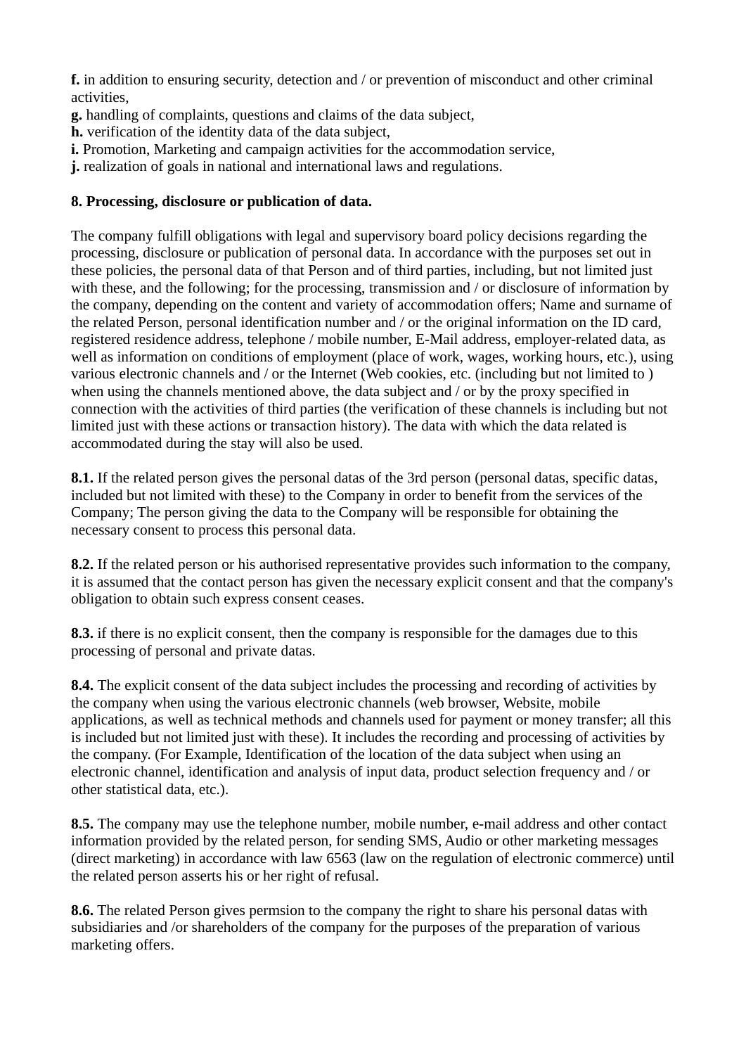**f.** in addition to ensuring security, detection and / or prevention of misconduct and other criminal activities,
**g.** handling of complaints, questions and claims of the data subject,
**h.** verification of the identity data of the data subject,
**i.** Promotion, Marketing and campaign activities for the accommodation service,
**j.** realization of goals in national and international laws and regulations.

**8. Processing, disclosure or publication of data.**

The company fulfill obligations with legal and supervisory board policy decisions regarding the processing, disclosure or publication of personal data. In accordance with the purposes set out in these policies, the personal data of that Person and of third parties, including, but not limited just with these, and the following; for the processing, transmission and / or disclosure of information by the company, depending on the content and variety of accommodation offers; Name and surname of the related Person, personal identification number and / or the original information on the ID card, registered residence address, telephone / mobile number, E-Mail address, employer-related data, as well as information on conditions of employment (place of work, wages, working hours, etc.), using various electronic channels and / or the Internet (Web cookies, etc. (including but not limited to ) when using the channels mentioned above, the data subject and / or by the proxy specified in connection with the activities of third parties (the verification of these channels is including but not limited just with these actions or transaction history). The data with which the data related is accommodated during the stay will also be used.

**8.1.** If the related person gives the personal datas of the 3rd person (personal datas, specific datas, included but not limited with these) to the Company in order to benefit from the services of the Company; The person giving the data to the Company will be responsible for obtaining the necessary consent to process this personal data.

**8.2.** If the related person or his authorised representative provides such information to the company, it is assumed that the contact person has given the necessary explicit consent and that the company's obligation to obtain such express consent ceases.

**8.3.** if there is no explicit consent, then the company is responsible for the damages due to this processing of personal and private datas.

**8.4.** The explicit consent of the data subject includes the processing and recording of activities by the company when using the various electronic channels (web browser, Website, mobile applications, as well as technical methods and channels used for payment or money transfer; all this is included but not limited just with these). It includes the recording and processing of activities by the company. (For Example, Identification of the location of the data subject when using an electronic channel, identification and analysis of input data, product selection frequency and / or other statistical data, etc.).

**8.5.** The company may use the telephone number, mobile number, e-mail address and other contact information provided by the related person, for sending SMS, Audio or other marketing messages (direct marketing) in accordance with law 6563 (law on the regulation of electronic commerce) until the related person asserts his or her right of refusal.

**8.6.** The related Person gives permsion to the company the right to share his personal datas with subsidiaries and /or shareholders of the company for the purposes of the preparation of various marketing offers.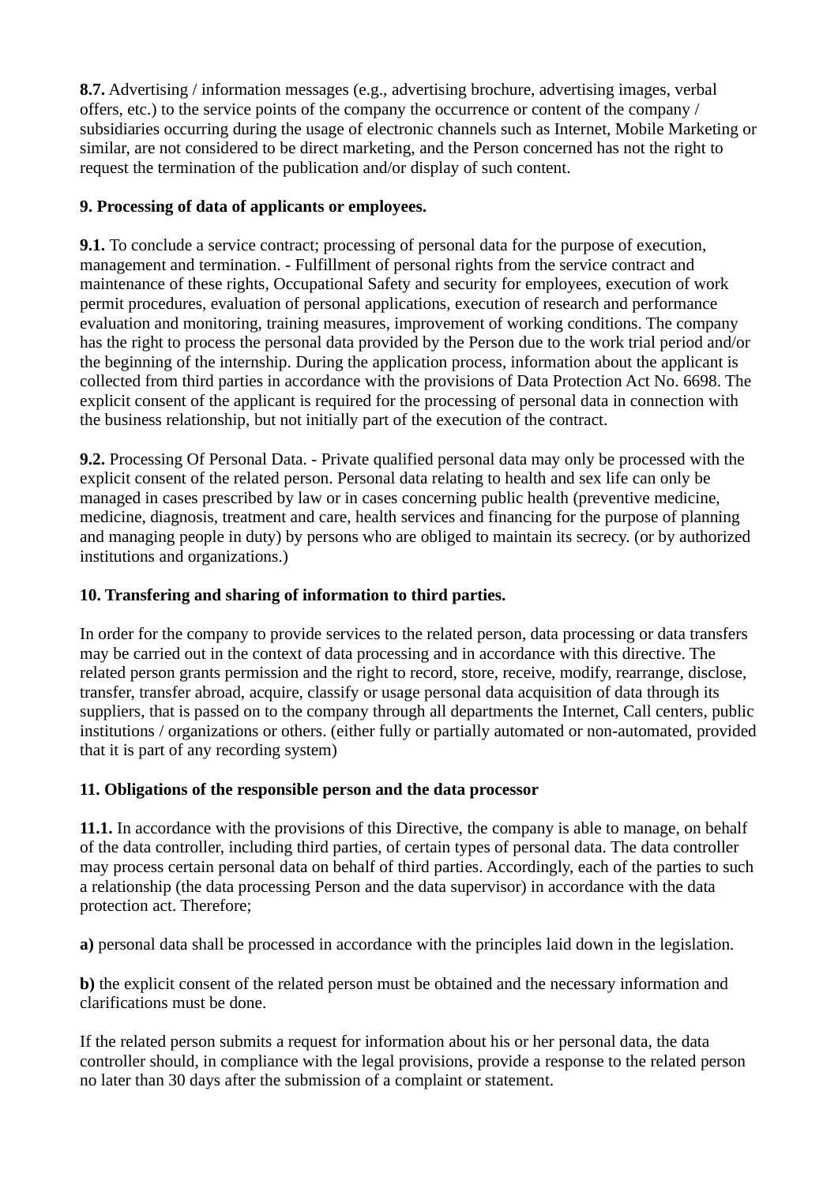**8.7.** Advertising / information messages (e.g., advertising brochure, advertising images, verbal offers, etc.) to the service points of the company the occurrence or content of the company / subsidiaries occurring during the usage of electronic channels such as Internet, Mobile Marketing or similar, are not considered to be direct marketing, and the Person concerned has not the right to request the termination of the publication and/or display of such content.

**9. Processing of data of applicants or employees.**

**9.1.** To conclude a service contract; processing of personal data for the purpose of execution, management and termination. - Fulfillment of personal rights from the service contract and maintenance of these rights, Occupational Safety and security for employees, execution of work permit procedures, evaluation of personal applications, execution of research and performance evaluation and monitoring, training measures, improvement of working conditions. The company has the right to process the personal data provided by the Person due to the work trial period and/or the beginning of the internship. During the application process, information about the applicant is collected from third parties in accordance with the provisions of Data Protection Act No. 6698. The explicit consent of the applicant is required for the processing of personal data in connection with the business relationship, but not initially part of the execution of the contract.

**9.2.** Processing Of Personal Data. - Private qualified personal data may only be processed with the explicit consent of the related person. Personal data relating to health and sex life can only be managed in cases prescribed by law or in cases concerning public health (preventive medicine, medicine, diagnosis, treatment and care, health services and financing for the purpose of planning and managing people in duty) by persons who are obliged to maintain its secrecy. (or by authorized institutions and organizations.)

**10. Transfering and sharing of information to third parties.**

In order for the company to provide services to the related person, data processing or data transfers may be carried out in the context of data processing and in accordance with this directive. The related person grants permission and the right to record, store, receive, modify, rearrange, disclose, transfer, transfer abroad, acquire, classify or usage personal data acquisition of data through its suppliers, that is passed on to the company through all departments the Internet, Call centers, public institutions / organizations or others. (either fully or partially automated or non-automated, provided that it is part of any recording system)

**11. Obligations of the responsible person and the data processor**

**11.1.** In accordance with the provisions of this Directive, the company is able to manage, on behalf of the data controller, including third parties, of certain types of personal data. The data controller may process certain personal data on behalf of third parties. Accordingly, each of the parties to such a relationship (the data processing Person and the data supervisor) in accordance with the data protection act. Therefore;

**a)** personal data shall be processed in accordance with the principles laid down in the legislation.

**b)** the explicit consent of the related person must be obtained and the necessary information and clarifications must be done.

If the related person submits a request for information about his or her personal data, the data controller should, in compliance with the legal provisions, provide a response to the related person no later than 30 days after the submission of a complaint or statement.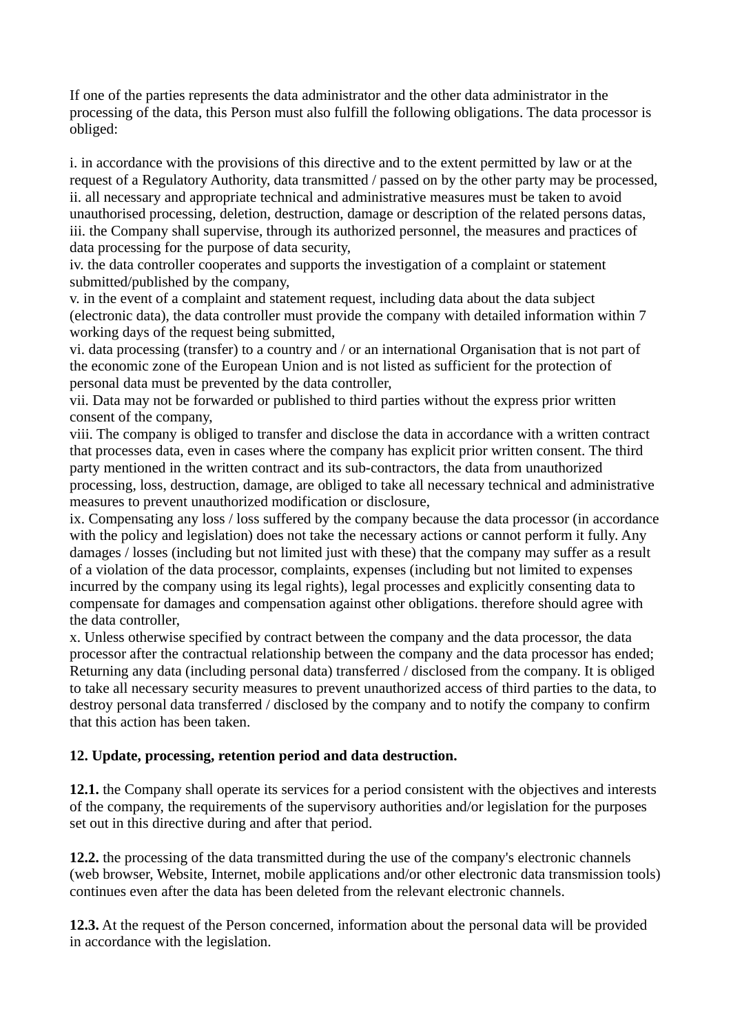If one of the parties represents the data administrator and the other data administrator in the processing of the data, this Person must also fulfill the following obligations. The data processor is obliged:

i. in accordance with the provisions of this directive and to the extent permitted by law or at the request of a Regulatory Authority, data transmitted / passed on by the other party may be processed,
ii. all necessary and appropriate technical and administrative measures must be taken to avoid unauthorised processing, deletion, destruction, damage or description of the related persons datas,
iii. the Company shall supervise, through its authorized personnel, the measures and practices of data processing for the purpose of data security,
iv. the data controller cooperates and supports the investigation of a complaint or statement submitted/published by the company,
v. in the event of a complaint and statement request, including data about the data subject (electronic data), the data controller must provide the company with detailed information within 7 working days of the request being submitted,
vi. data processing (transfer) to a country and / or an international Organisation that is not part of the economic zone of the European Union and is not listed as sufficient for the protection of personal data must be prevented by the data controller,
vii. Data may not be forwarded or published to third parties without the express prior written consent of the company,
viii. The company is obliged to transfer and disclose the data in accordance with a written contract that processes data, even in cases where the company has explicit prior written consent. The third party mentioned in the written contract and its sub-contractors, the data from unauthorized processing, loss, destruction, damage, are obliged to take all necessary technical and administrative measures to prevent unauthorized modification or disclosure,
ix. Compensating any loss / loss suffered by the company because the data processor (in accordance with the policy and legislation) does not take the necessary actions or cannot perform it fully. Any damages / losses (including but not limited just with these) that the company may suffer as a result of a violation of the data processor, complaints, expenses (including but not limited to expenses incurred by the company using its legal rights), legal processes and explicitly consenting data to compensate for damages and compensation against other obligations. therefore should agree with the data controller,
x. Unless otherwise specified by contract between the company and the data processor, the data processor after the contractual relationship between the company and the data processor has ended; Returning any data (including personal data) transferred / disclosed from the company. It is obliged to take all necessary security measures to prevent unauthorized access of third parties to the data, to destroy personal data transferred / disclosed by the company and to notify the company to confirm that this action has been taken.

**12. Update, processing, retention period and data destruction.**

**12.1.** the Company shall operate its services for a period consistent with the objectives and interests of the company, the requirements of the supervisory authorities and/or legislation for the purposes set out in this directive during and after that period.

**12.2.** the processing of the data transmitted during the use of the company's electronic channels (web browser, Website, Internet, mobile applications and/or other electronic data transmission tools) continues even after the data has been deleted from the relevant electronic channels.

**12.3.** At the request of the Person concerned, information about the personal data will be provided in accordance with the legislation.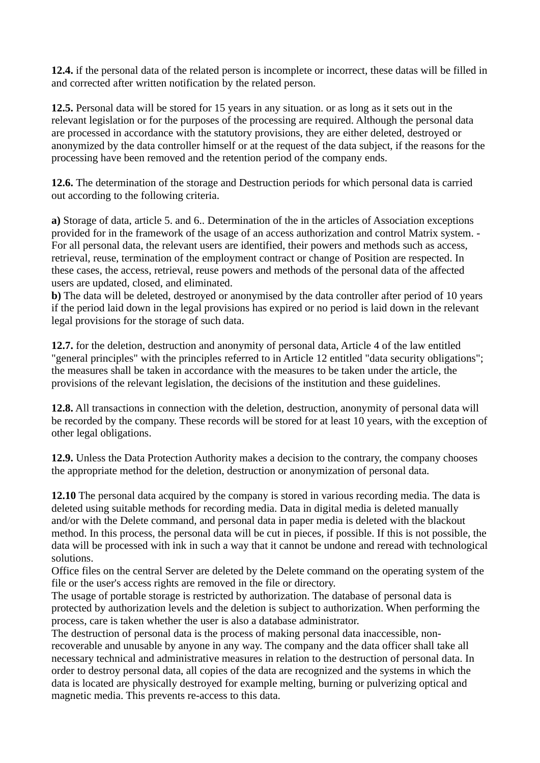**12.4.** if the personal data of the related person is incomplete or incorrect, these datas will be filled in and corrected after written notification by the related person.

**12.5.** Personal data will be stored for 15 years in any situation. or as long as it sets out in the relevant legislation or for the purposes of the processing are required. Although the personal data are processed in accordance with the statutory provisions, they are either deleted, destroyed or anonymized by the data controller himself or at the request of the data subject, if the reasons for the processing have been removed and the retention period of the company ends.

**12.6.** The determination of the storage and Destruction periods for which personal data is carried out according to the following criteria.

**a)** Storage of data, article 5. and 6.. Determination of the in the articles of Association exceptions provided for in the framework of the usage of an access authorization and control Matrix system. - For all personal data, the relevant users are identified, their powers and methods such as access, retrieval, reuse, termination of the employment contract or change of Position are respected. In these cases, the access, retrieval, reuse powers and methods of the personal data of the affected users are updated, closed, and eliminated.
**b)** The data will be deleted, destroyed or anonymised by the data controller after period of 10 years if the period laid down in the legal provisions has expired or no period is laid down in the relevant legal provisions for the storage of such data.

**12.7.** for the deletion, destruction and anonymity of personal data, Article 4 of the law entitled "general principles" with the principles referred to in Article 12 entitled "data security obligations"; the measures shall be taken in accordance with the measures to be taken under the article, the provisions of the relevant legislation, the decisions of the institution and these guidelines.

**12.8.** All transactions in connection with the deletion, destruction, anonymity of personal data will be recorded by the company. These records will be stored for at least 10 years, with the exception of other legal obligations.

**12.9.** Unless the Data Protection Authority makes a decision to the contrary, the company chooses the appropriate method for the deletion, destruction or anonymization of personal data.

**12.10** The personal data acquired by the company is stored in various recording media. The data is deleted using suitable methods for recording media. Data in digital media is deleted manually and/or with the Delete command, and personal data in paper media is deleted with the blackout method. In this process, the personal data will be cut in pieces, if possible. If this is not possible, the data will be processed with ink in such a way that it cannot be undone and reread with technological solutions.
Office files on the central Server are deleted by the Delete command on the operating system of the file or the user's access rights are removed in the file or directory.
The usage of portable storage is restricted by authorization. The database of personal data is protected by authorization levels and the deletion is subject to authorization. When performing the process, care is taken whether the user is also a database administrator.
The destruction of personal data is the process of making personal data inaccessible, non-recoverable and unusable by anyone in any way. The company and the data officer shall take all necessary technical and administrative measures in relation to the destruction of personal data. In order to destroy personal data, all copies of the data are recognized and the systems in which the data is located are physically destroyed for example melting, burning or pulverizing optical and magnetic media. This prevents re-access to this data.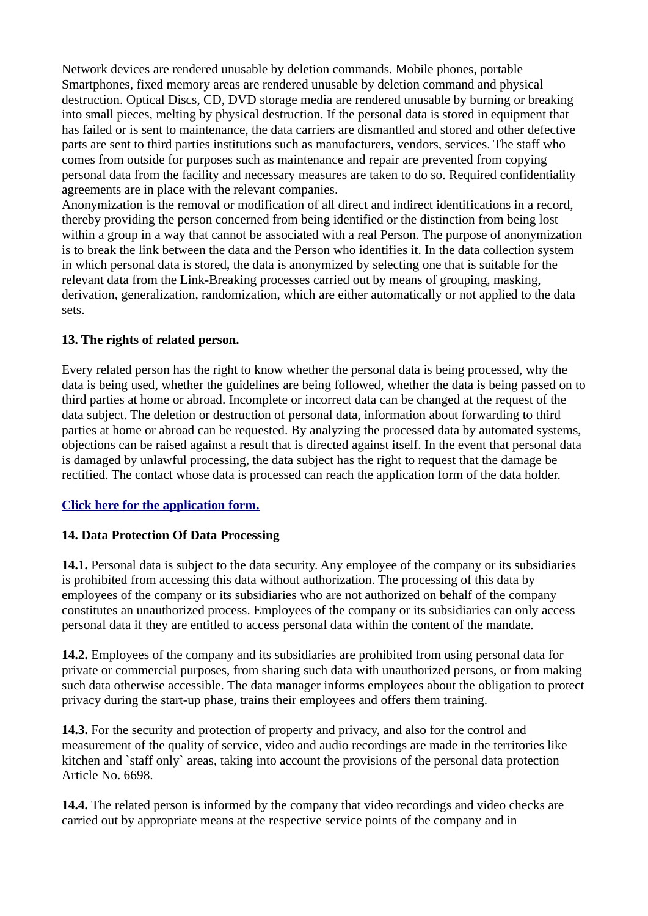Network devices are rendered unusable by deletion commands. Mobile phones, portable Smartphones, fixed memory areas are rendered unusable by deletion command and physical destruction. Optical Discs, CD, DVD storage media are rendered unusable by burning or breaking into small pieces, melting by physical destruction. If the personal data is stored in equipment that has failed or is sent to maintenance, the data carriers are dismantled and stored and other defective parts are sent to third parties institutions such as manufacturers, vendors, services. The staff who comes from outside for purposes such as maintenance and repair are prevented from copying personal data from the facility and necessary measures are taken to do so. Required confidentiality agreements are in place with the relevant companies.

Anonymization is the removal or modification of all direct and indirect identifications in a record, thereby providing the person concerned from being identified or the distinction from being lost within a group in a way that cannot be associated with a real Person. The purpose of anonymization is to break the link between the data and the Person who identifies it. In the data collection system in which personal data is stored, the data is anonymized by selecting one that is suitable for the relevant data from the Link-Breaking processes carried out by means of grouping, masking, derivation, generalization, randomization, which are either automatically or not applied to the data sets.

**13. The rights of related person.**

Every related person has the right to know whether the personal data is being processed, why the data is being used, whether the guidelines are being followed, whether the data is being passed on to third parties at home or abroad. Incomplete or incorrect data can be changed at the request of the data subject. The deletion or destruction of personal data, information about forwarding to third parties at home or abroad can be requested. By analyzing the processed data by automated systems, objections can be raised against a result that is directed against itself. In the event that personal data is damaged by unlawful processing, the data subject has the right to request that the damage be rectified. The contact whose data is processed can reach the application form of the data holder.

**Click here for the application form.**

**14. Data Protection Of Data Processing**

**14.1.** Personal data is subject to the data security. Any employee of the company or its subsidiaries is prohibited from accessing this data without authorization. The processing of this data by employees of the company or its subsidiaries who are not authorized on behalf of the company constitutes an unauthorized process. Employees of the company or its subsidiaries can only access personal data if they are entitled to access personal data within the content of the mandate.

**14.2.** Employees of the company and its subsidiaries are prohibited from using personal data for private or commercial purposes, from sharing such data with unauthorized persons, or from making such data otherwise accessible. The data manager informs employees about the obligation to protect privacy during the start-up phase, trains their employees and offers them training.

**14.3.** For the security and protection of property and privacy, and also for the control and measurement of the quality of service, video and audio recordings are made in the territories like kitchen and `staff only` areas, taking into account the provisions of the personal data protection Article No. 6698.

**14.4.** The related person is informed by the company that video recordings and video checks are carried out by appropriate means at the respective service points of the company and in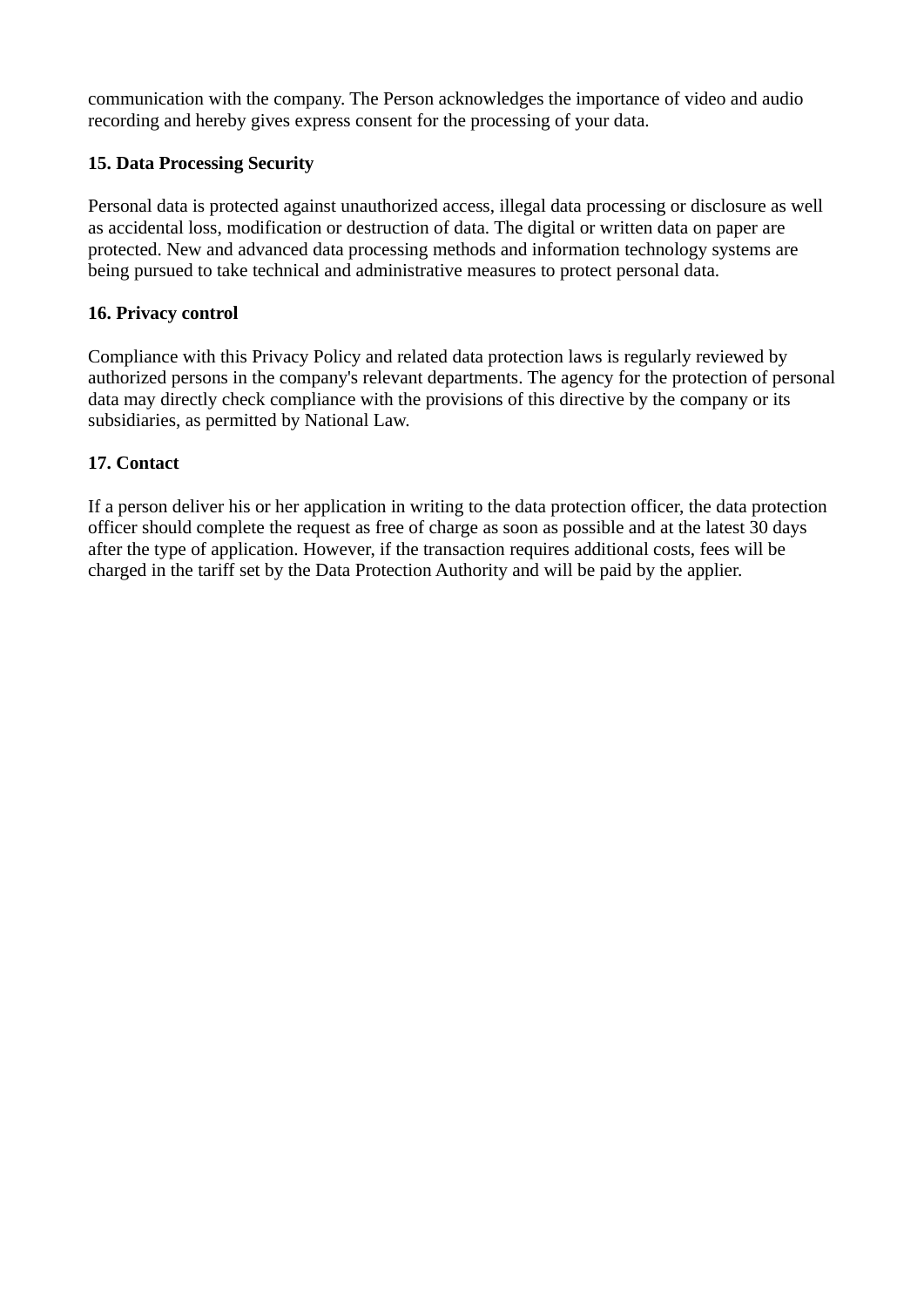communication with the company. The Person acknowledges the importance of video and audio recording and hereby gives express consent for the processing of your data.

**15. Data Processing Security**

Personal data is protected against unauthorized access, illegal data processing or disclosure as well as accidental loss, modification or destruction of data. The digital or written data on paper are protected. New and advanced data processing methods and information technology systems are being pursued to take technical and administrative measures to protect personal data.

**16. Privacy control**

Compliance with this Privacy Policy and related data protection laws is regularly reviewed by authorized persons in the company's relevant departments. The agency for the protection of personal data may directly check compliance with the provisions of this directive by the company or its subsidiaries, as permitted by National Law.

**17. Contact**

If a person deliver his or her application in writing to the data protection officer, the data protection officer should complete the request as free of charge as soon as possible and at the latest 30 days after the type of application. However, if the transaction requires additional costs, fees will be charged in the tariff set by the Data Protection Authority and will be paid by the applier.